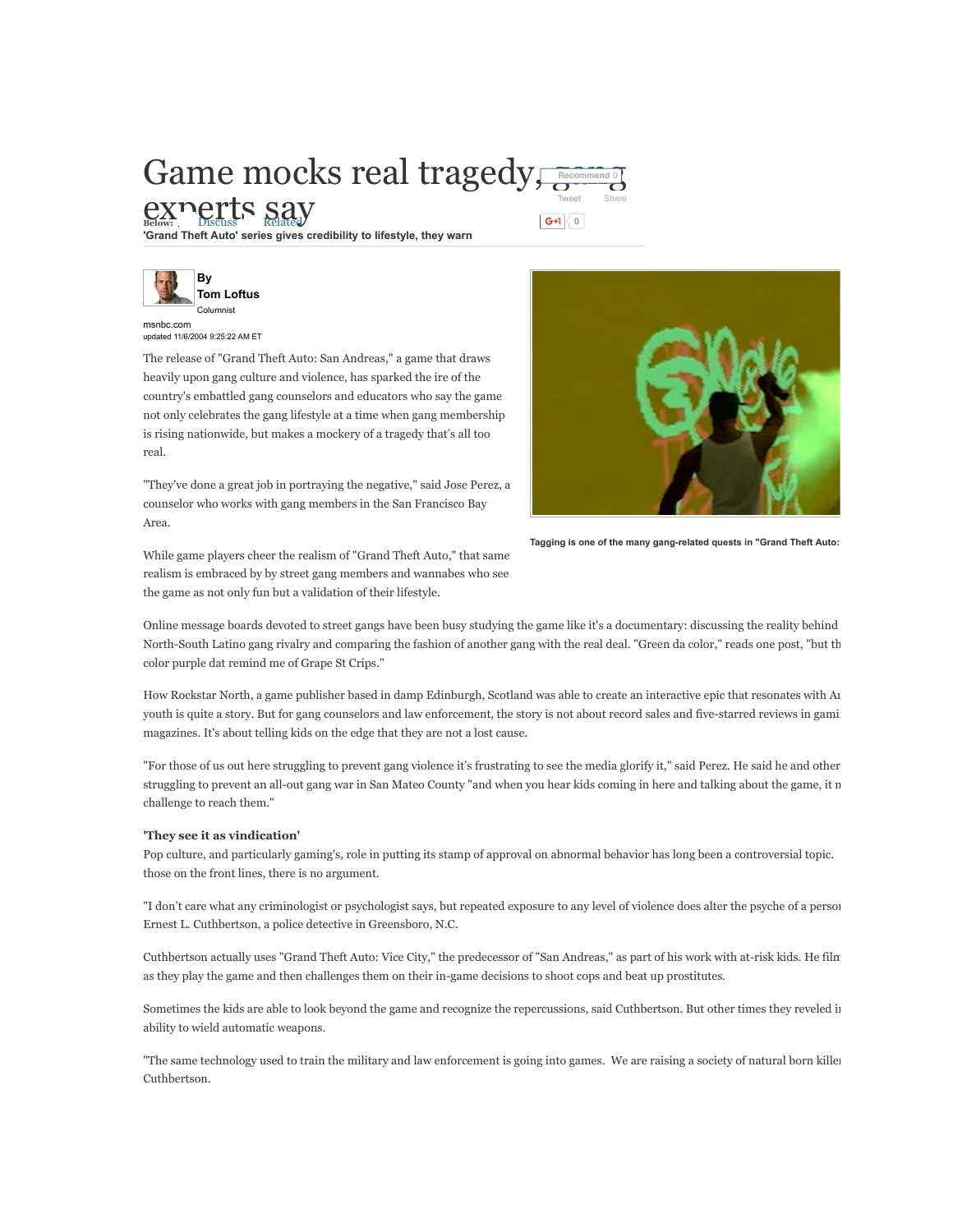# Game mocks real tragedy, gang experts say

**'Grand Theft Auto' series gives credibility to lifestyle, they warn**

**By**
**Tom Loftus**
Columnist

msnbc.com
updated 11/6/2004 9:25:22 AM ET

The release of "Grand Theft Auto: San Andreas," a game that draws heavily upon gang culture and violence, has sparked the ire of the country's embattled gang counselors and educators who say the game not only celebrates the gang lifestyle at a time when gang membership is rising nationwide, but makes a mockery of a tragedy that's all too real.

"They've done a great job in portraying the negative," said Jose Perez, a counselor who works with gang members in the San Francisco Bay Area.

Tagging is one of the many gang-related quests in "Grand Theft Auto:

While game players cheer the realism of "Grand Theft Auto," that same realism is embraced by by street gang members and wannabes who see the game as not only fun but a validation of their lifestyle.

Online message boards devoted to street gangs have been busy studying the game like it's a documentary: discussing the reality behind North-South Latino gang rivalry and comparing the fashion of another gang with the real deal. "Green da color," reads one post, "but th color purple dat remind me of Grape St Crips."

How Rockstar North, a game publisher based in damp Edinburgh, Scotland was able to create an interactive epic that resonates with Ar youth is quite a story. But for gang counselors and law enforcement, the story is not about record sales and five-starred reviews in gami magazines. It's about telling kids on the edge that they are not a lost cause.

"For those of us out here struggling to prevent gang violence it's frustrating to see the media glorify it," said Perez. He said he and other struggling to prevent an all-out gang war in San Mateo County "and when you hear kids coming in here and talking about the game, it n challenge to reach them."

**'They see it as vindication'**

Pop culture, and particularly gaming's, role in putting its stamp of approval on abnormal behavior has long been a controversial topic. those on the front lines, there is no argument.

"I don't care what any criminologist or psychologist says, but repeated exposure to any level of violence does alter the psyche of a perso Ernest L. Cuthbertson, a police detective in Greensboro, N.C.

Cuthbertson actually uses "Grand Theft Auto: Vice City," the predecessor of "San Andreas," as part of his work with at-risk kids. He film as they play the game and then challenges them on their in-game decisions to shoot cops and beat up prostitutes.

Sometimes the kids are able to look beyond the game and recognize the repercussions, said Cuthbertson. But other times they reveled i ability to wield automatic weapons.

"The same technology used to train the military and law enforcement is going into games. We are raising a society of natural born kille Cuthbertson.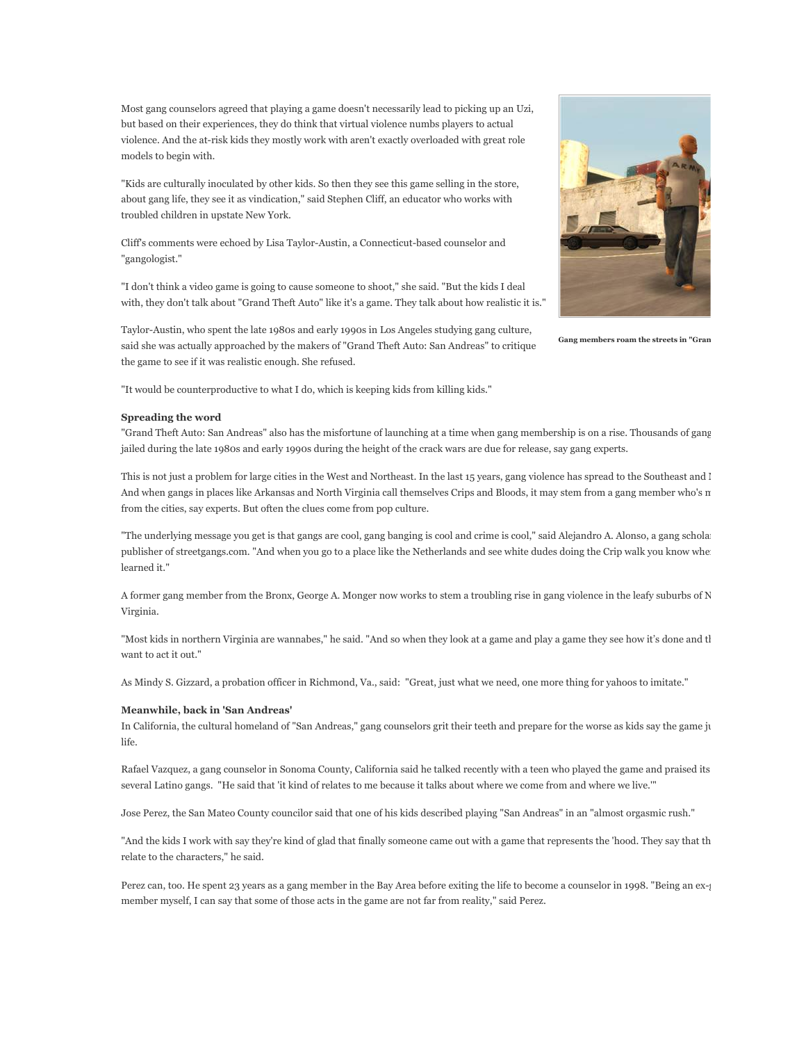Most gang counselors agreed that playing a game doesn't necessarily lead to picking up an Uzi, but based on their experiences, they do think that virtual violence numbs players to actual violence. And the at-risk kids they mostly work with aren't exactly overloaded with great role models to begin with.

"Kids are culturally inoculated by other kids. So then they see this game selling in the store, about gang life, they see it as vindication," said Stephen Cliff, an educator who works with troubled children in upstate New York.

Cliff's comments were echoed by Lisa Taylor-Austin, a Connecticut-based counselor and "gangologist."

"I don't think a video game is going to cause someone to shoot," she said. "But the kids I deal with, they don't talk about "Grand Theft Auto" like it's a game. They talk about how realistic it is."

Taylor-Austin, who spent the late 1980s and early 1990s in Los Angeles studying gang culture, said she was actually approached by the makers of "Grand Theft Auto: San Andreas" to critique the game to see if it was realistic enough. She refused.

"It would be counterproductive to what I do, which is keeping kids from killing kids."

Gang members roam the streets in "Gran

**Spreading the word**

"Grand Theft Auto: San Andreas" also has the misfortune of launching at a time when gang membership is on a rise. Thousands of gang jailed during the late 1980s and early 1990s during the height of the crack wars are due for release, say gang experts.

This is not just a problem for large cities in the West and Northeast. In the last 15 years, gang violence has spread to the Southeast and I And when gangs in places like Arkansas and North Virginia call themselves Crips and Bloods, it may stem from a gang member who's m from the cities, say experts. But often the clues come from pop culture.

"The underlying message you get is that gangs are cool, gang banging is cool and crime is cool," said Alejandro A. Alonso, a gang schola publisher of streetgangs.com. "And when you go to a place like the Netherlands and see white dudes doing the Crip walk you know whe learned it."

A former gang member from the Bronx, George A. Monger now works to stem a troubling rise in gang violence in the leafy suburbs of N Virginia.

"Most kids in northern Virginia are wannabes," he said. "And so when they look at a game and play a game they see how it's done and th want to act it out."

As Mindy S. Gizzard, a probation officer in Richmond, Va., said: "Great, just what we need, one more thing for yahoos to imitate."

**Meanwhile, back in 'San Andreas'**

In California, the cultural homeland of "San Andreas," gang counselors grit their teeth and prepare for the worse as kids say the game ju life.

Rafael Vazquez, a gang counselor in Sonoma County, California said he talked recently with a teen who played the game and praised its several Latino gangs. "He said that 'it kind of relates to me because it talks about where we come from and where we live.'"

Jose Perez, the San Mateo County councilor said that one of his kids described playing "San Andreas" in an "almost orgasmic rush."

"And the kids I work with say they're kind of glad that finally someone came out with a game that represents the 'hood. They say that th relate to the characters," he said.

Perez can, too. He spent 23 years as a gang member in the Bay Area before exiting the life to become a counselor in 1998. "Being an ex-g member myself, I can say that some of those acts in the game are not far from reality," said Perez.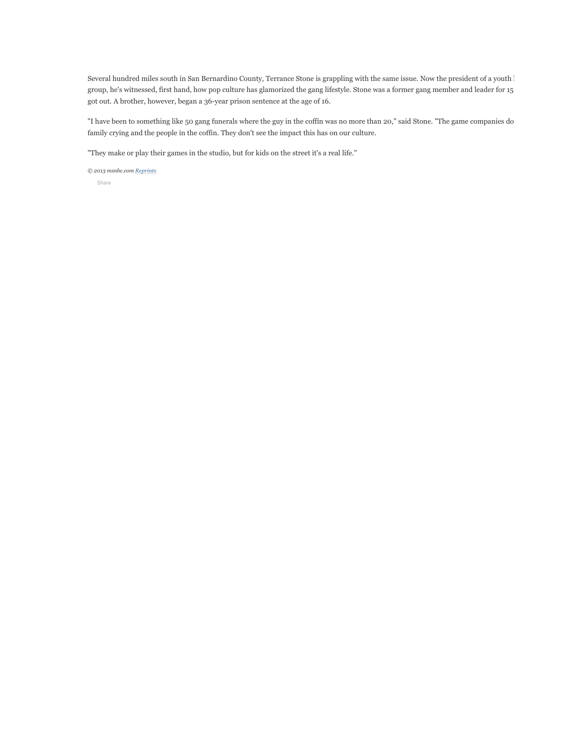Several hundred miles south in San Bernardino County, Terrance Stone is grappling with the same issue. Now the president of a youth group, he's witnessed, first hand, how pop culture has glamorized the gang lifestyle. Stone was a former gang member and leader for 15 got out. A brother, however, began a 36-year prison sentence at the age of 16.

"I have been to something like 50 gang funerals where the guy in the coffin was no more than 20," said Stone. "The game companies do family crying and the people in the coffin. They don't see the impact this has on our culture.

"They make or play their games in the studio, but for kids on the street it's a real life."

*© 2013 msnbc.com Reprints*

Share